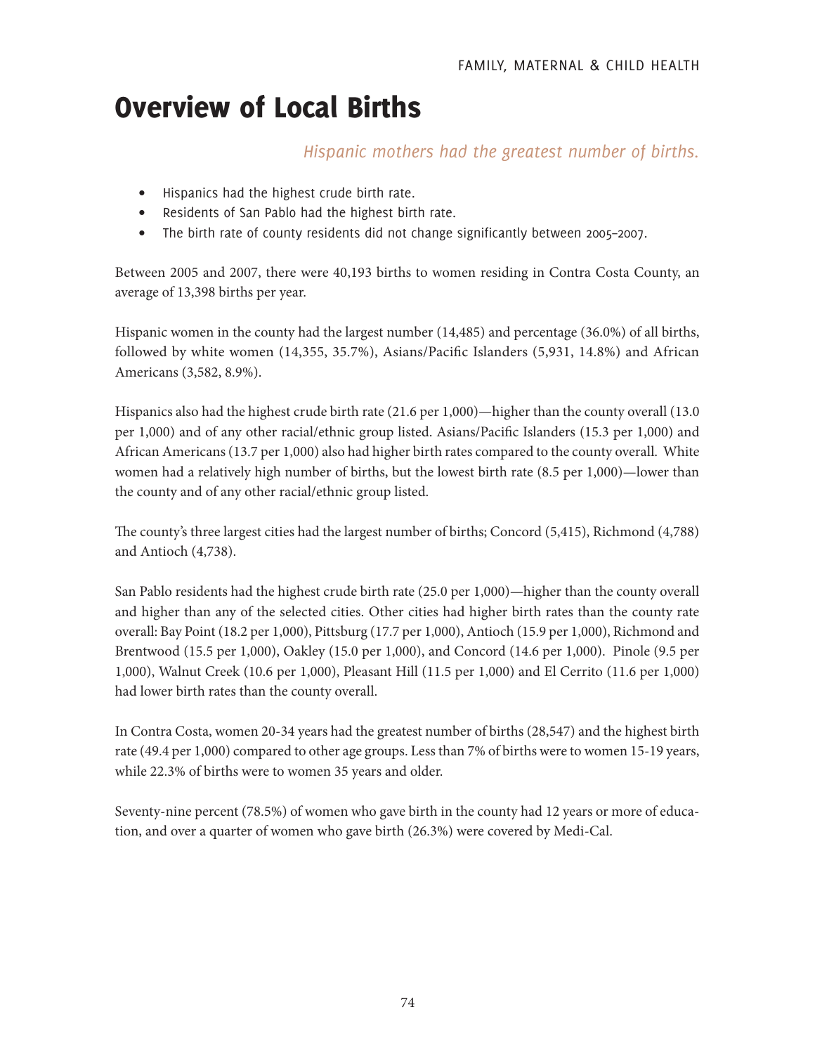# Overview of Local Births

*Hispanic mothers had the greatest number of births.*

- Hispanics had the highest crude birth rate.
- Residents of San Pablo had the highest birth rate.
- The birth rate of county residents did not change significantly between 2005–2007.

Between 2005 and 2007, there were 40,193 births to women residing in Contra Costa County, an average of 13,398 births per year.

Hispanic women in the county had the largest number (14,485) and percentage (36.0%) of all births, followed by white women (14,355, 35.7%), Asians/Pacific Islanders (5,931, 14.8%) and African Americans (3,582, 8.9%).

Hispanics also had the highest crude birth rate (21.6 per 1,000)—higher than the county overall (13.0 per 1,000) and of any other racial/ethnic group listed. Asians/Pacific Islanders (15.3 per 1,000) and African Americans (13.7 per 1,000) also had higher birth rates compared to the county overall. White women had a relatively high number of births, but the lowest birth rate (8.5 per 1,000)—lower than the county and of any other racial/ethnic group listed.

The county's three largest cities had the largest number of births; Concord (5,415), Richmond (4,788) and Antioch (4,738).

San Pablo residents had the highest crude birth rate (25.0 per 1,000)—higher than the county overall and higher than any of the selected cities. Other cities had higher birth rates than the county rate overall: Bay Point (18.2 per 1,000), Pittsburg (17.7 per 1,000), Antioch (15.9 per 1,000), Richmond and Brentwood (15.5 per 1,000), Oakley (15.0 per 1,000), and Concord (14.6 per 1,000). Pinole (9.5 per 1,000), Walnut Creek (10.6 per 1,000), Pleasant Hill (11.5 per 1,000) and El Cerrito (11.6 per 1,000) had lower birth rates than the county overall.

In Contra Costa, women 20-34 years had the greatest number of births (28,547) and the highest birth rate (49.4 per 1,000) compared to other age groups. Less than 7% of births were to women 15-19 years, while 22.3% of births were to women 35 years and older.

Seventy-nine percent (78.5%) of women who gave birth in the county had 12 years or more of education, and over a quarter of women who gave birth (26.3%) were covered by Medi-Cal.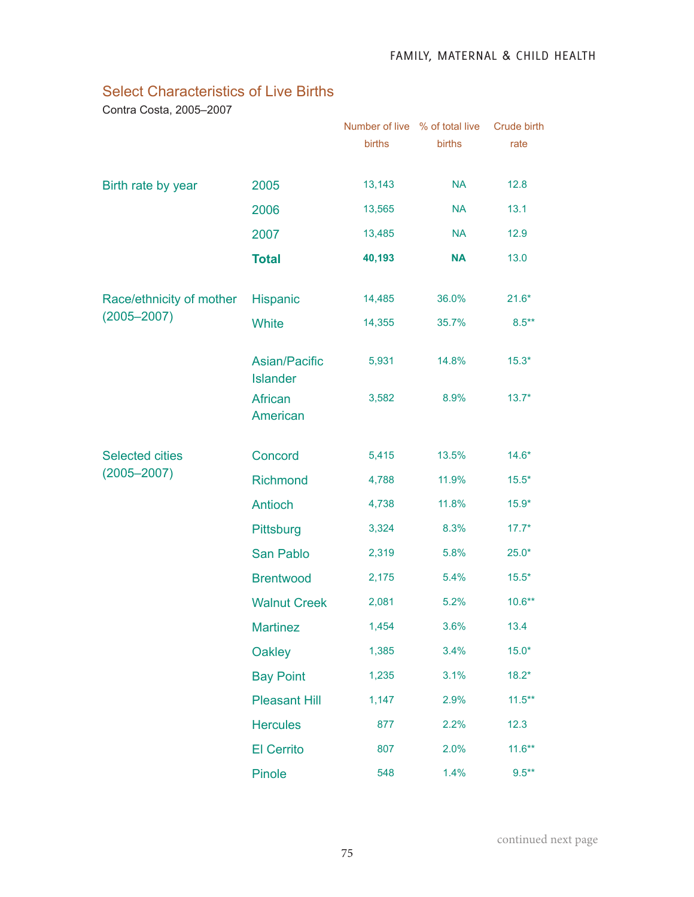## Select Characteristics of Live Births

Contra Costa, 2005–2007

| | | Number of live births | % of total live births | Crude birth rate |
|---|---|---|---|---|
| Birth rate by year | 2005 | 13,143 | NA | 12.8 |
| | 2006 | 13,565 | NA | 13.1 |
| | 2007 | 13,485 | NA | 12.9 |
| | **Total** | **40,193** | **NA** | 13.0 |
| Race/ethnicity of mother (2005–2007) | Hispanic | 14,485 | 36.0% | 21.6* |
| | White | 14,355 | 35.7% | 8.5** |
| | Asian/Pacific Islander | 5,931 | 14.8% | 15.3* |
| | African American | 3,582 | 8.9% | 13.7* |
| Selected cities (2005–2007) | Concord | 5,415 | 13.5% | 14.6* |
| | Richmond | 4,788 | 11.9% | 15.5* |
| | Antioch | 4,738 | 11.8% | 15.9* |
| | Pittsburg | 3,324 | 8.3% | 17.7* |
| | San Pablo | 2,319 | 5.8% | 25.0* |
| | Brentwood | 2,175 | 5.4% | 15.5* |
| | Walnut Creek | 2,081 | 5.2% | 10.6** |
| | Martinez | 1,454 | 3.6% | 13.4 |
| | Oakley | 1,385 | 3.4% | 15.0* |
| | Bay Point | 1,235 | 3.1% | 18.2* |
| | Pleasant Hill | 1,147 | 2.9% | 11.5** |
| | Hercules | 877 | 2.2% | 12.3 |
| | El Cerrito | 807 | 2.0% | 11.6** |
| | Pinole | 548 | 1.4% | 9.5** |

continued next page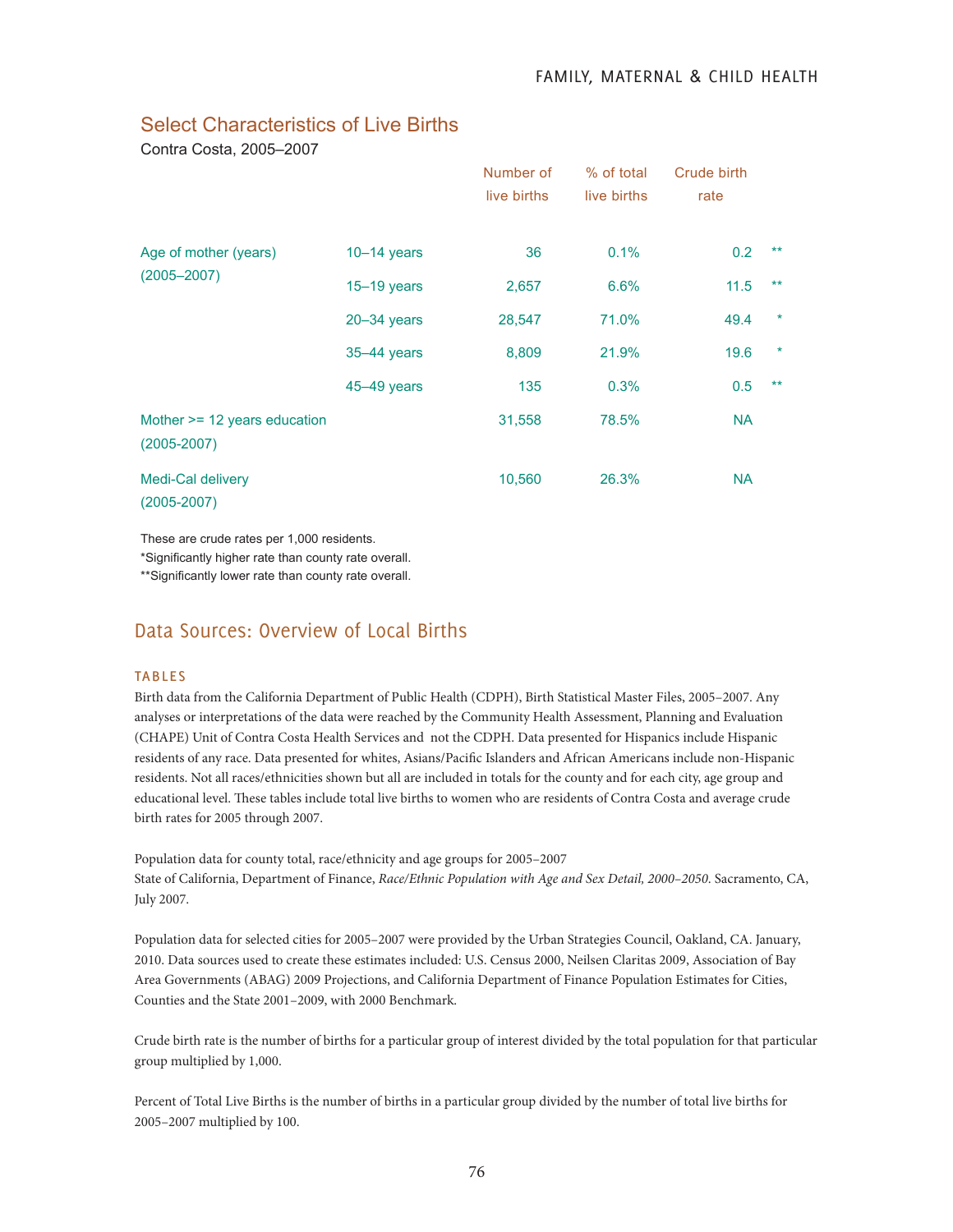## Select Characteristics of Live Births

Contra Costa, 2005–2007

| | | Number of live births | % of total live births | Crude birth rate | |
|---|---|---|---|---|---|
| Age of mother (years) (2005–2007) | 10–14 years | 36 | 0.1% | 0.2 | ** |
| | 15–19 years | 2,657 | 6.6% | 11.5 | ** |
| | 20–34 years | 28,547 | 71.0% | 49.4 | * |
| | 35–44 years | 8,809 | 21.9% | 19.6 | * |
| | 45–49 years | 135 | 0.3% | 0.5 | ** |
| Mother >= 12 years education (2005-2007) | | 31,558 | 78.5% | NA | |
| Medi-Cal delivery (2005-2007) | | 10,560 | 26.3% | NA | |

These are crude rates per 1,000 residents.
*Significantly higher rate than county rate overall.
**Significantly lower rate than county rate overall.

## Data Sources: Overview of Local Births

### TABLES

Birth data from the California Department of Public Health (CDPH), Birth Statistical Master Files, 2005–2007. Any analyses or interpretations of the data were reached by the Community Health Assessment, Planning and Evaluation (CHAPE) Unit of Contra Costa Health Services and not the CDPH. Data presented for Hispanics include Hispanic residents of any race. Data presented for whites, Asians/Pacific Islanders and African Americans include non-Hispanic residents. Not all races/ethnicities shown but all are included in totals for the county and for each city, age group and educational level. These tables include total live births to women who are residents of Contra Costa and average crude birth rates for 2005 through 2007.

Population data for county total, race/ethnicity and age groups for 2005–2007
State of California, Department of Finance, *Race/Ethnic Population with Age and Sex Detail, 2000–2050*. Sacramento, CA, July 2007.

Population data for selected cities for 2005–2007 were provided by the Urban Strategies Council, Oakland, CA. January, 2010. Data sources used to create these estimates included: U.S. Census 2000, Neilsen Claritas 2009, Association of Bay Area Governments (ABAG) 2009 Projections, and California Department of Finance Population Estimates for Cities, Counties and the State 2001–2009, with 2000 Benchmark.

Crude birth rate is the number of births for a particular group of interest divided by the total population for that particular group multiplied by 1,000.

Percent of Total Live Births is the number of births in a particular group divided by the number of total live births for 2005–2007 multiplied by 100.